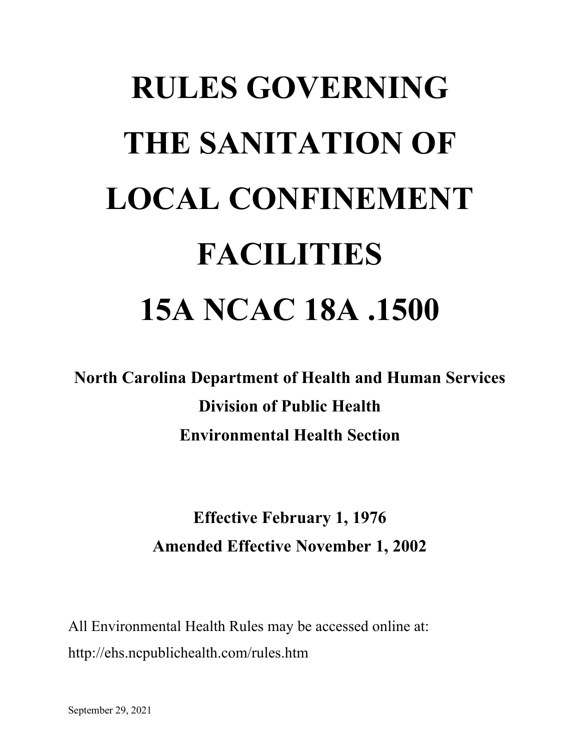# RULES GOVERNING THE SANITATION OF LOCAL CONFINEMENT FACILITIES

# 15A NCAC 18A .1500

**North Carolina Department of Health and Human Services**

**Division of Public Health**

**Environmental Health Section**

**Effective February 1, 1976**

**Amended Effective November 1, 2002**

All Environmental Health Rules may be accessed online at:

http://ehs.ncpublichealth.com/rules.htm

September 29, 2021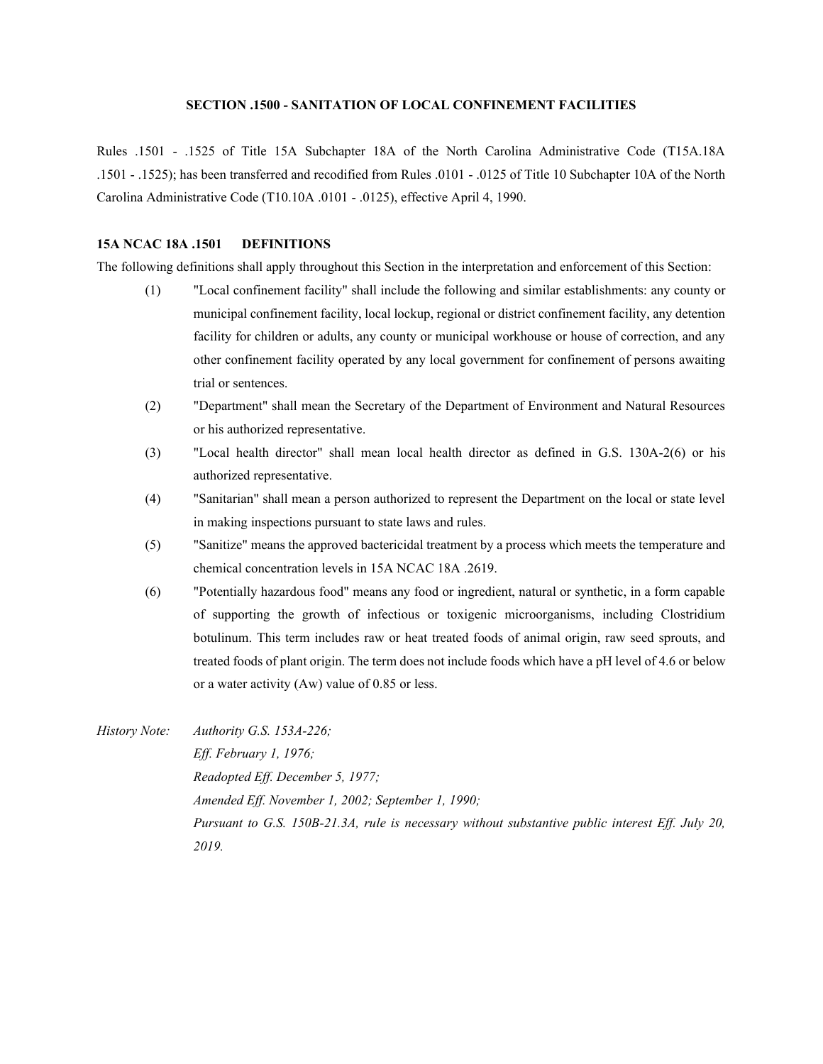## SECTION .1500 - SANITATION OF LOCAL CONFINEMENT FACILITIES

Rules .1501 - .1525 of Title 15A Subchapter 18A of the North Carolina Administrative Code (T15A.18A .1501 - .1525); has been transferred and recodified from Rules .0101 - .0125 of Title 10 Subchapter 10A of the North Carolina Administrative Code (T10.10A .0101 - .0125), effective April 4, 1990.

### 15A NCAC 18A .1501 DEFINITIONS

The following definitions shall apply throughout this Section in the interpretation and enforcement of this Section:

(1) "Local confinement facility" shall include the following and similar establishments: any county or municipal confinement facility, local lockup, regional or district confinement facility, any detention facility for children or adults, any county or municipal workhouse or house of correction, and any other confinement facility operated by any local government for confinement of persons awaiting trial or sentences.

(2) "Department" shall mean the Secretary of the Department of Environment and Natural Resources or his authorized representative.

(3) "Local health director" shall mean local health director as defined in G.S. 130A-2(6) or his authorized representative.

(4) "Sanitarian" shall mean a person authorized to represent the Department on the local or state level in making inspections pursuant to state laws and rules.

(5) "Sanitize" means the approved bactericidal treatment by a process which meets the temperature and chemical concentration levels in 15A NCAC 18A .2619.

(6) "Potentially hazardous food" means any food or ingredient, natural or synthetic, in a form capable of supporting the growth of infectious or toxigenic microorganisms, including Clostridium botulinum. This term includes raw or heat treated foods of animal origin, raw seed sprouts, and treated foods of plant origin. The term does not include foods which have a pH level of 4.6 or below or a water activity (Aw) value of 0.85 or less.

*History Note: Authority G.S. 153A-226;*
*Eff. February 1, 1976;*
*Readopted Eff. December 5, 1977;*
*Amended Eff. November 1, 2002; September 1, 1990;*
*Pursuant to G.S. 150B-21.3A, rule is necessary without substantive public interest Eff. July 20, 2019.*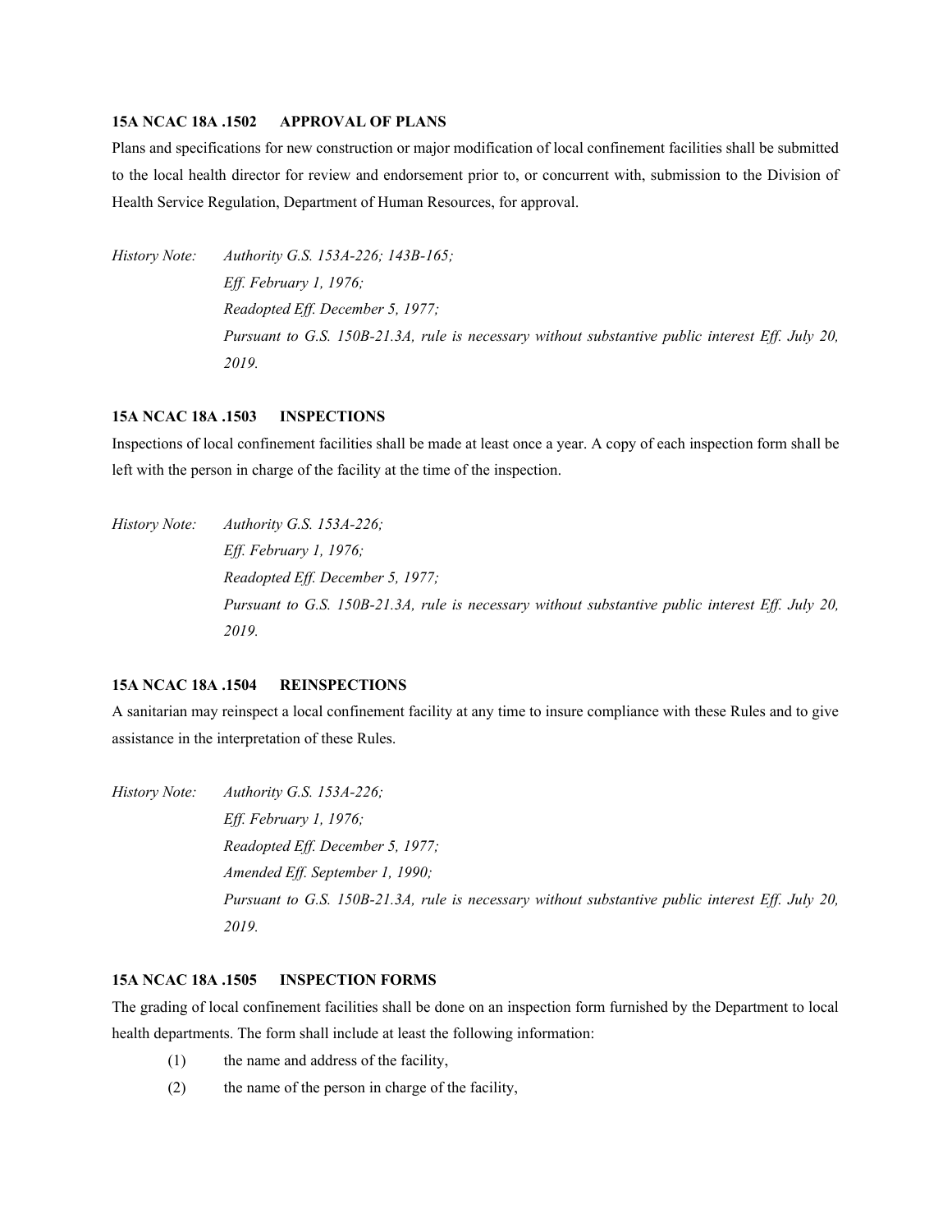**15A NCAC 18A .1502 APPROVAL OF PLANS**

Plans and specifications for new construction or major modification of local confinement facilities shall be submitted to the local health director for review and endorsement prior to, or concurrent with, submission to the Division of Health Service Regulation, Department of Human Resources, for approval.

*History Note: Authority G.S. 153A-226; 143B-165;*
*Eff. February 1, 1976;*
*Readopted Eff. December 5, 1977;*
*Pursuant to G.S. 150B-21.3A, rule is necessary without substantive public interest Eff. July 20, 2019.*

**15A NCAC 18A .1503 INSPECTIONS**

Inspections of local confinement facilities shall be made at least once a year. A copy of each inspection form shall be left with the person in charge of the facility at the time of the inspection.

*History Note: Authority G.S. 153A-226;*
*Eff. February 1, 1976;*
*Readopted Eff. December 5, 1977;*
*Pursuant to G.S. 150B-21.3A, rule is necessary without substantive public interest Eff. July 20, 2019.*

**15A NCAC 18A .1504 REINSPECTIONS**

A sanitarian may reinspect a local confinement facility at any time to insure compliance with these Rules and to give assistance in the interpretation of these Rules.

*History Note: Authority G.S. 153A-226;*
*Eff. February 1, 1976;*
*Readopted Eff. December 5, 1977;*
*Amended Eff. September 1, 1990;*
*Pursuant to G.S. 150B-21.3A, rule is necessary without substantive public interest Eff. July 20, 2019.*

**15A NCAC 18A .1505 INSPECTION FORMS**

The grading of local confinement facilities shall be done on an inspection form furnished by the Department to local health departments. The form shall include at least the following information:

(1) the name and address of the facility,

(2) the name of the person in charge of the facility,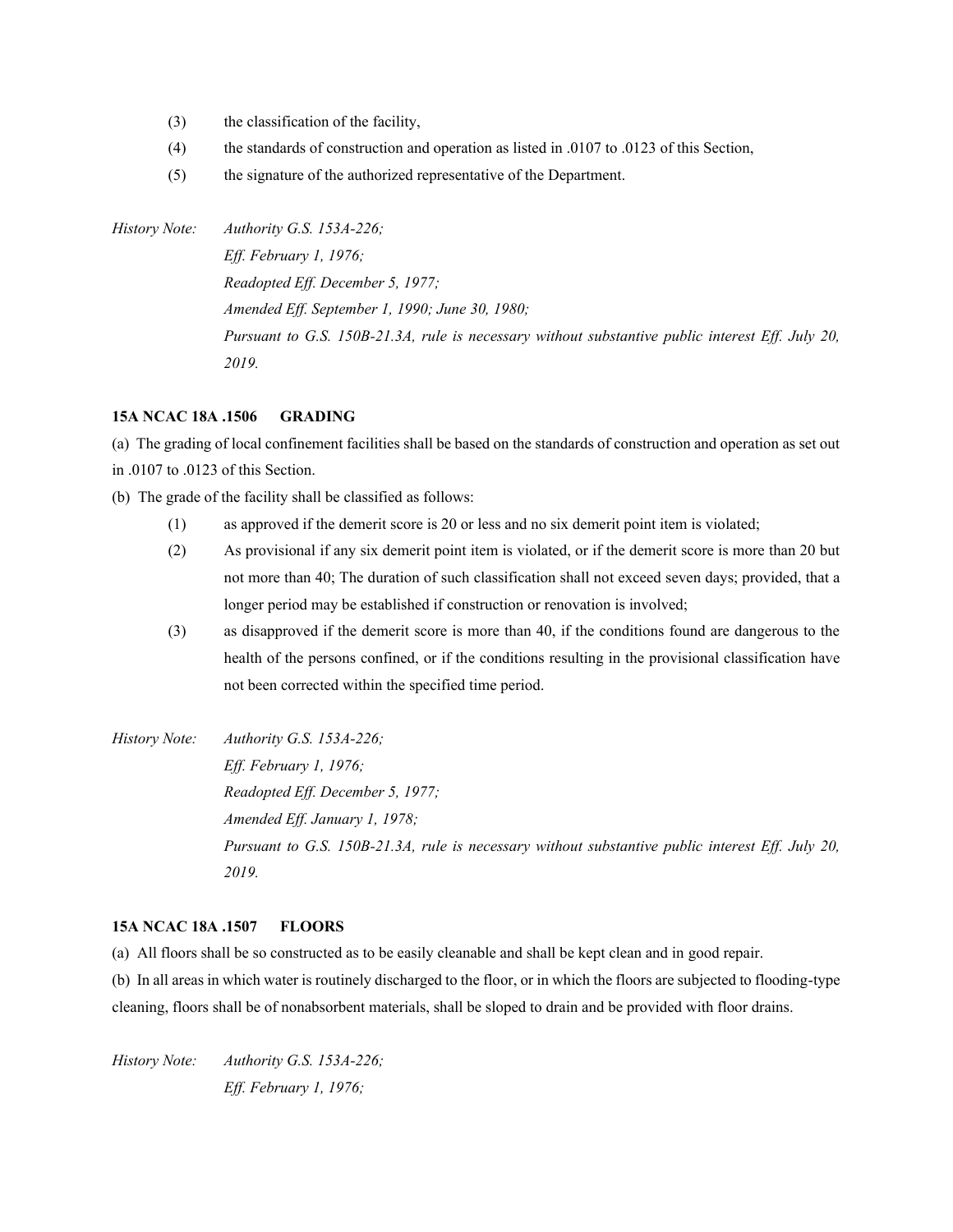(3) the classification of the facility,

(4) the standards of construction and operation as listed in .0107 to .0123 of this Section,

(5) the signature of the authorized representative of the Department.

*History Note: Authority G.S. 153A-226;*
*Eff. February 1, 1976;*
*Readopted Eff. December 5, 1977;*
*Amended Eff. September 1, 1990; June 30, 1980;*
*Pursuant to G.S. 150B-21.3A, rule is necessary without substantive public interest Eff. July 20, 2019.*

**15A NCAC 18A .1506 GRADING**

(a) The grading of local confinement facilities shall be based on the standards of construction and operation as set out in .0107 to .0123 of this Section.

(b) The grade of the facility shall be classified as follows:

(1) as approved if the demerit score is 20 or less and no six demerit point item is violated;

(2) As provisional if any six demerit point item is violated, or if the demerit score is more than 20 but not more than 40; The duration of such classification shall not exceed seven days; provided, that a longer period may be established if construction or renovation is involved;

(3) as disapproved if the demerit score is more than 40, if the conditions found are dangerous to the health of the persons confined, or if the conditions resulting in the provisional classification have not been corrected within the specified time period.

*History Note: Authority G.S. 153A-226;*
*Eff. February 1, 1976;*
*Readopted Eff. December 5, 1977;*
*Amended Eff. January 1, 1978;*
*Pursuant to G.S. 150B-21.3A, rule is necessary without substantive public interest Eff. July 20, 2019.*

**15A NCAC 18A .1507 FLOORS**

(a) All floors shall be so constructed as to be easily cleanable and shall be kept clean and in good repair.

(b) In all areas in which water is routinely discharged to the floor, or in which the floors are subjected to flooding-type cleaning, floors shall be of nonabsorbent materials, shall be sloped to drain and be provided with floor drains.

*History Note: Authority G.S. 153A-226;*
*Eff. February 1, 1976;*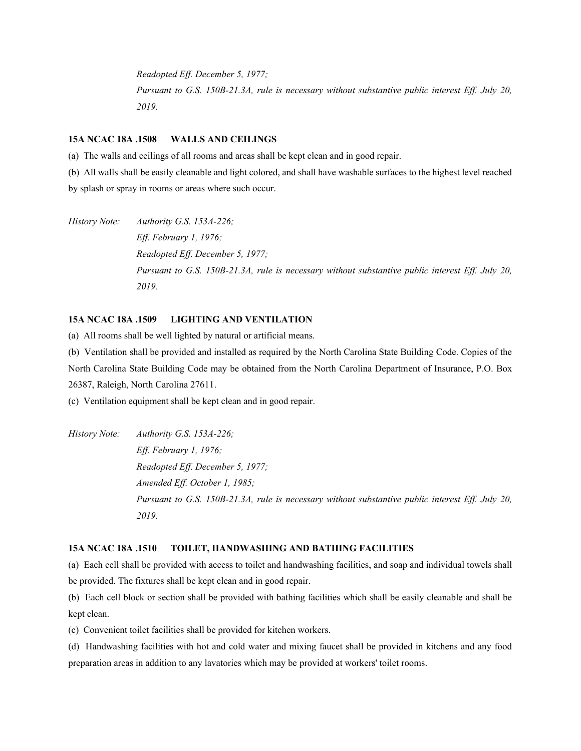*Readopted Eff. December 5, 1977;*
*Pursuant to G.S. 150B-21.3A, rule is necessary without substantive public interest Eff. July 20, 2019.*

**15A NCAC 18A .1508 WALLS AND CEILINGS**

(a) The walls and ceilings of all rooms and areas shall be kept clean and in good repair.

(b) All walls shall be easily cleanable and light colored, and shall have washable surfaces to the highest level reached by splash or spray in rooms or areas where such occur.

*History Note: Authority G.S. 153A-226;*
*Eff. February 1, 1976;*
*Readopted Eff. December 5, 1977;*
*Pursuant to G.S. 150B-21.3A, rule is necessary without substantive public interest Eff. July 20, 2019.*

**15A NCAC 18A .1509 LIGHTING AND VENTILATION**

(a) All rooms shall be well lighted by natural or artificial means.

(b) Ventilation shall be provided and installed as required by the North Carolina State Building Code. Copies of the North Carolina State Building Code may be obtained from the North Carolina Department of Insurance, P.O. Box 26387, Raleigh, North Carolina 27611.

(c) Ventilation equipment shall be kept clean and in good repair.

*History Note: Authority G.S. 153A-226;*
*Eff. February 1, 1976;*
*Readopted Eff. December 5, 1977;*
*Amended Eff. October 1, 1985;*
*Pursuant to G.S. 150B-21.3A, rule is necessary without substantive public interest Eff. July 20, 2019.*

**15A NCAC 18A .1510 TOILET, HANDWASHING AND BATHING FACILITIES**

(a) Each cell shall be provided with access to toilet and handwashing facilities, and soap and individual towels shall be provided. The fixtures shall be kept clean and in good repair.

(b) Each cell block or section shall be provided with bathing facilities which shall be easily cleanable and shall be kept clean.

(c) Convenient toilet facilities shall be provided for kitchen workers.

(d) Handwashing facilities with hot and cold water and mixing faucet shall be provided in kitchens and any food preparation areas in addition to any lavatories which may be provided at workers' toilet rooms.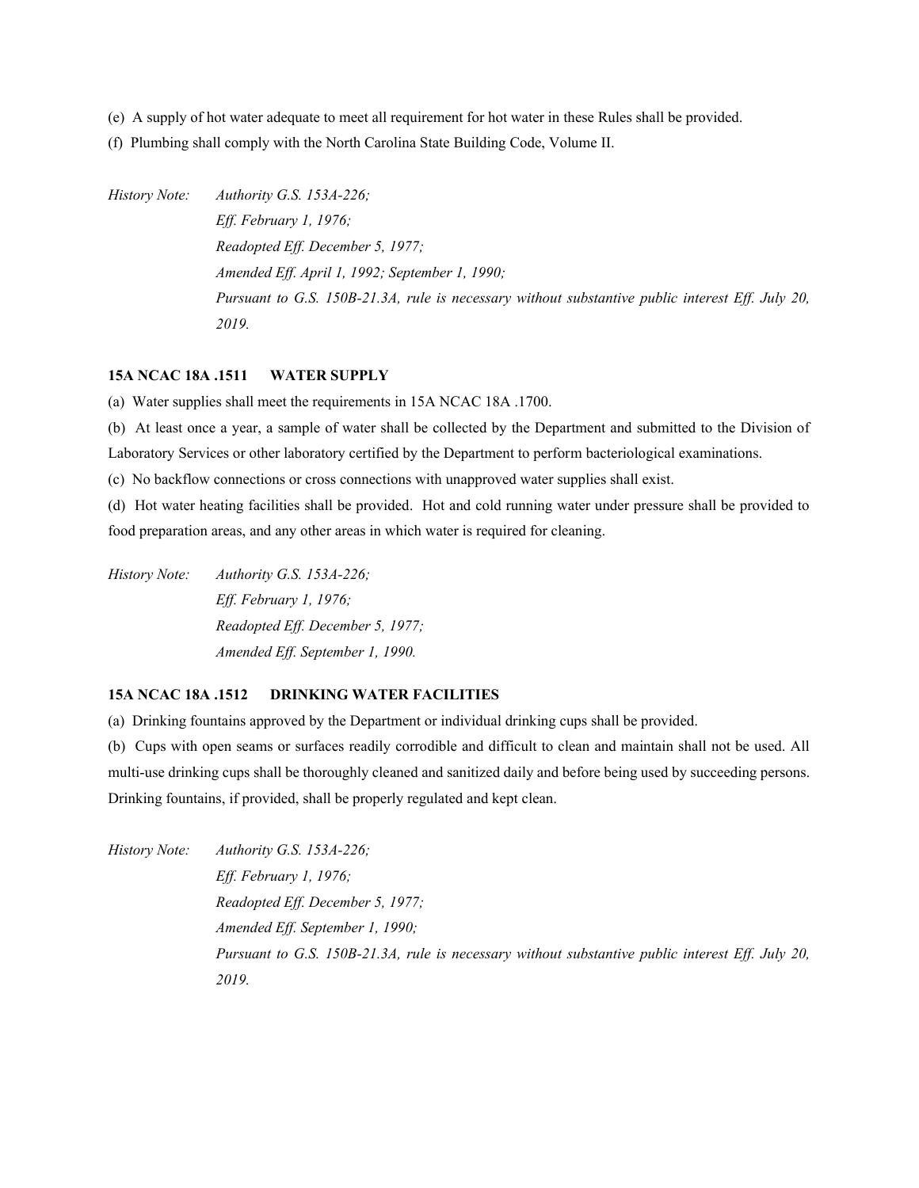(e) A supply of hot water adequate to meet all requirement for hot water in these Rules shall be provided.

(f) Plumbing shall comply with the North Carolina State Building Code, Volume II.

*History Note: Authority G.S. 153A-226;*
*Eff. February 1, 1976;*
*Readopted Eff. December 5, 1977;*
*Amended Eff. April 1, 1992; September 1, 1990;*
*Pursuant to G.S. 150B-21.3A, rule is necessary without substantive public interest Eff. July 20, 2019.*

**15A NCAC 18A .1511 WATER SUPPLY**

(a) Water supplies shall meet the requirements in 15A NCAC 18A .1700.

(b) At least once a year, a sample of water shall be collected by the Department and submitted to the Division of Laboratory Services or other laboratory certified by the Department to perform bacteriological examinations.

(c) No backflow connections or cross connections with unapproved water supplies shall exist.

(d) Hot water heating facilities shall be provided. Hot and cold running water under pressure shall be provided to food preparation areas, and any other areas in which water is required for cleaning.

*History Note: Authority G.S. 153A-226;*
*Eff. February 1, 1976;*
*Readopted Eff. December 5, 1977;*
*Amended Eff. September 1, 1990.*

**15A NCAC 18A .1512 DRINKING WATER FACILITIES**

(a) Drinking fountains approved by the Department or individual drinking cups shall be provided.

(b) Cups with open seams or surfaces readily corrodible and difficult to clean and maintain shall not be used. All multi-use drinking cups shall be thoroughly cleaned and sanitized daily and before being used by succeeding persons. Drinking fountains, if provided, shall be properly regulated and kept clean.

*History Note: Authority G.S. 153A-226;*
*Eff. February 1, 1976;*
*Readopted Eff. December 5, 1977;*
*Amended Eff. September 1, 1990;*
*Pursuant to G.S. 150B-21.3A, rule is necessary without substantive public interest Eff. July 20, 2019.*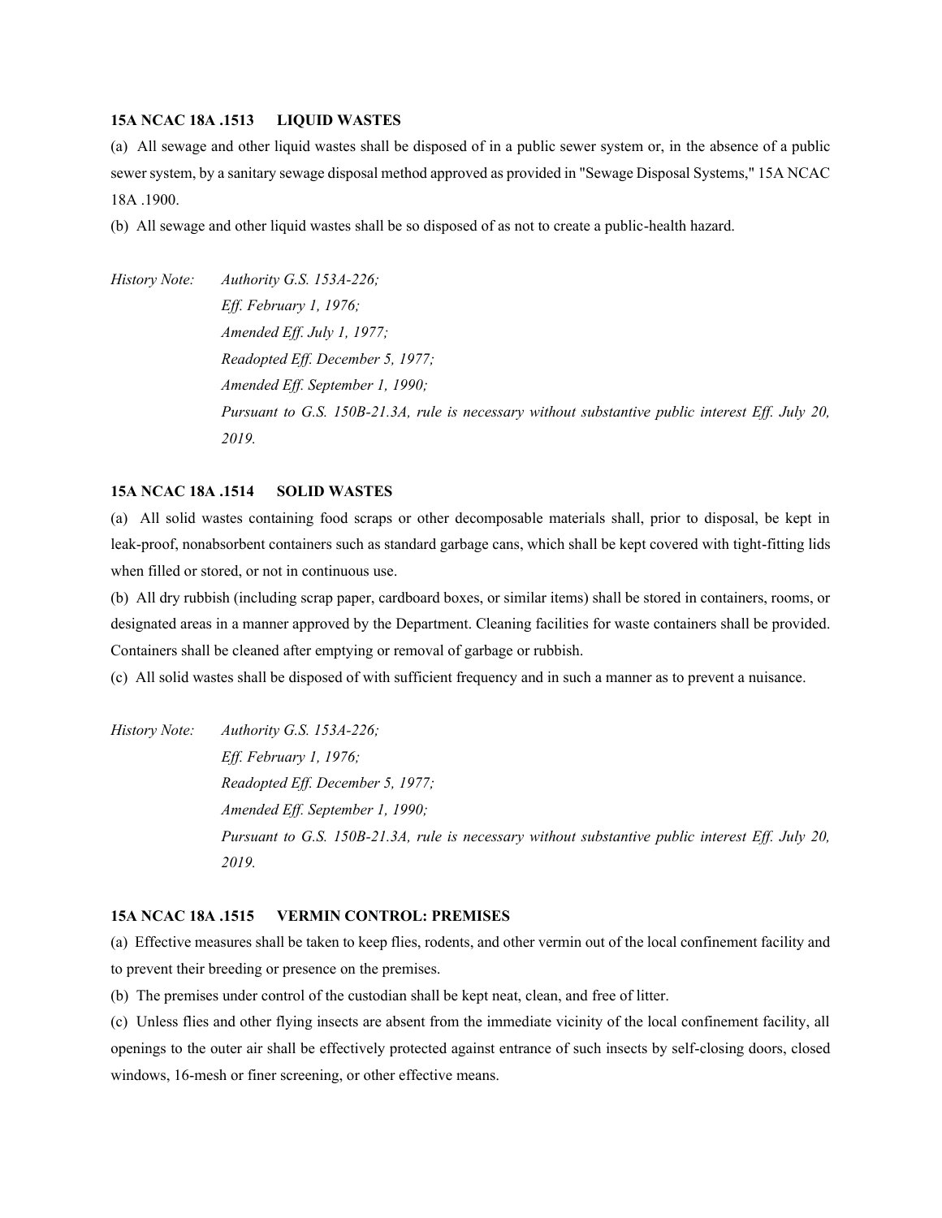**15A NCAC 18A .1513 LIQUID WASTES**

(a) All sewage and other liquid wastes shall be disposed of in a public sewer system or, in the absence of a public sewer system, by a sanitary sewage disposal method approved as provided in "Sewage Disposal Systems," 15A NCAC 18A .1900.

(b) All sewage and other liquid wastes shall be so disposed of as not to create a public-health hazard.

*History Note: Authority G.S. 153A-226;*
*Eff. February 1, 1976;*
*Amended Eff. July 1, 1977;*
*Readopted Eff. December 5, 1977;*
*Amended Eff. September 1, 1990;*
*Pursuant to G.S. 150B-21.3A, rule is necessary without substantive public interest Eff. July 20, 2019.*

**15A NCAC 18A .1514 SOLID WASTES**

(a) All solid wastes containing food scraps or other decomposable materials shall, prior to disposal, be kept in leak-proof, nonabsorbent containers such as standard garbage cans, which shall be kept covered with tight-fitting lids when filled or stored, or not in continuous use.

(b) All dry rubbish (including scrap paper, cardboard boxes, or similar items) shall be stored in containers, rooms, or designated areas in a manner approved by the Department. Cleaning facilities for waste containers shall be provided. Containers shall be cleaned after emptying or removal of garbage or rubbish.

(c) All solid wastes shall be disposed of with sufficient frequency and in such a manner as to prevent a nuisance.

*History Note: Authority G.S. 153A-226;*
*Eff. February 1, 1976;*
*Readopted Eff. December 5, 1977;*
*Amended Eff. September 1, 1990;*
*Pursuant to G.S. 150B-21.3A, rule is necessary without substantive public interest Eff. July 20, 2019.*

**15A NCAC 18A .1515 VERMIN CONTROL: PREMISES**

(a) Effective measures shall be taken to keep flies, rodents, and other vermin out of the local confinement facility and to prevent their breeding or presence on the premises.

(b) The premises under control of the custodian shall be kept neat, clean, and free of litter.

(c) Unless flies and other flying insects are absent from the immediate vicinity of the local confinement facility, all openings to the outer air shall be effectively protected against entrance of such insects by self-closing doors, closed windows, 16-mesh or finer screening, or other effective means.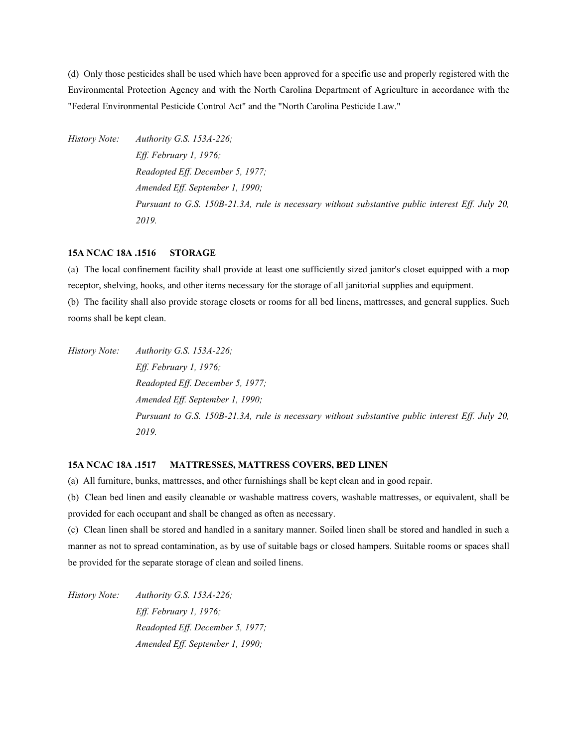(d) Only those pesticides shall be used which have been approved for a specific use and properly registered with the Environmental Protection Agency and with the North Carolina Department of Agriculture in accordance with the "Federal Environmental Pesticide Control Act" and the "North Carolina Pesticide Law."

*History Note: Authority G.S. 153A-226;*
*Eff. February 1, 1976;*
*Readopted Eff. December 5, 1977;*
*Amended Eff. September 1, 1990;*
*Pursuant to G.S. 150B-21.3A, rule is necessary without substantive public interest Eff. July 20, 2019.*

**15A NCAC 18A .1516 STORAGE**

(a) The local confinement facility shall provide at least one sufficiently sized janitor's closet equipped with a mop receptor, shelving, hooks, and other items necessary for the storage of all janitorial supplies and equipment.

(b) The facility shall also provide storage closets or rooms for all bed linens, mattresses, and general supplies. Such rooms shall be kept clean.

*History Note: Authority G.S. 153A-226;*
*Eff. February 1, 1976;*
*Readopted Eff. December 5, 1977;*
*Amended Eff. September 1, 1990;*
*Pursuant to G.S. 150B-21.3A, rule is necessary without substantive public interest Eff. July 20, 2019.*

**15A NCAC 18A .1517 MATTRESSES, MATTRESS COVERS, BED LINEN**

(a) All furniture, bunks, mattresses, and other furnishings shall be kept clean and in good repair.

(b) Clean bed linen and easily cleanable or washable mattress covers, washable mattresses, or equivalent, shall be provided for each occupant and shall be changed as often as necessary.

(c) Clean linen shall be stored and handled in a sanitary manner. Soiled linen shall be stored and handled in such a manner as not to spread contamination, as by use of suitable bags or closed hampers. Suitable rooms or spaces shall be provided for the separate storage of clean and soiled linens.

*History Note: Authority G.S. 153A-226;*
*Eff. February 1, 1976;*
*Readopted Eff. December 5, 1977;*
*Amended Eff. September 1, 1990;*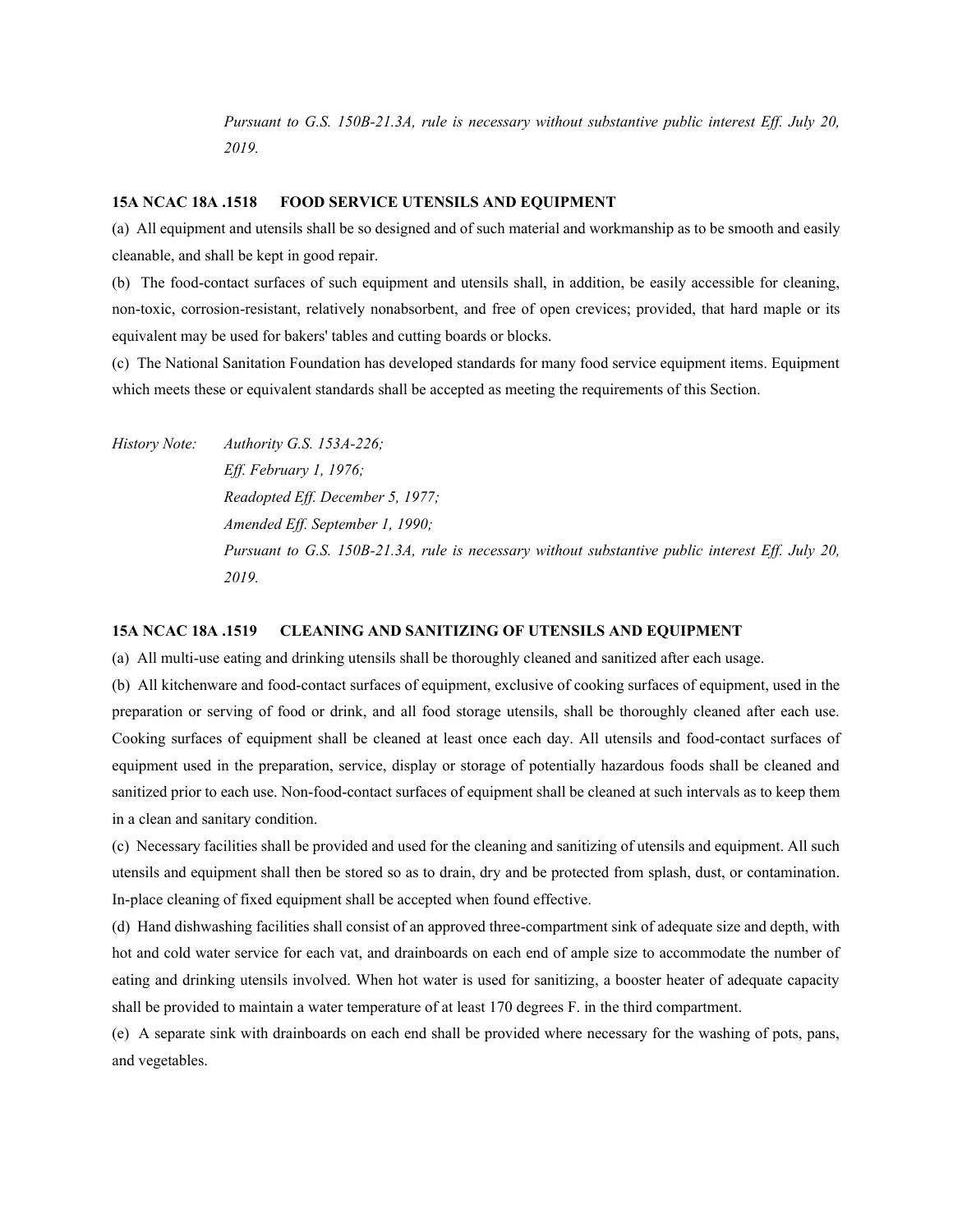*Pursuant to G.S. 150B-21.3A, rule is necessary without substantive public interest Eff. July 20, 2019.*

**15A NCAC 18A .1518 FOOD SERVICE UTENSILS AND EQUIPMENT**

(a) All equipment and utensils shall be so designed and of such material and workmanship as to be smooth and easily cleanable, and shall be kept in good repair.

(b) The food-contact surfaces of such equipment and utensils shall, in addition, be easily accessible for cleaning, non-toxic, corrosion-resistant, relatively nonabsorbent, and free of open crevices; provided, that hard maple or its equivalent may be used for bakers' tables and cutting boards or blocks.

(c) The National Sanitation Foundation has developed standards for many food service equipment items. Equipment which meets these or equivalent standards shall be accepted as meeting the requirements of this Section.

*History Note: Authority G.S. 153A-226;*
*Eff. February 1, 1976;*
*Readopted Eff. December 5, 1977;*
*Amended Eff. September 1, 1990;*
*Pursuant to G.S. 150B-21.3A, rule is necessary without substantive public interest Eff. July 20, 2019.*

**15A NCAC 18A .1519 CLEANING AND SANITIZING OF UTENSILS AND EQUIPMENT**

(a) All multi-use eating and drinking utensils shall be thoroughly cleaned and sanitized after each usage.

(b) All kitchenware and food-contact surfaces of equipment, exclusive of cooking surfaces of equipment, used in the preparation or serving of food or drink, and all food storage utensils, shall be thoroughly cleaned after each use. Cooking surfaces of equipment shall be cleaned at least once each day. All utensils and food-contact surfaces of equipment used in the preparation, service, display or storage of potentially hazardous foods shall be cleaned and sanitized prior to each use. Non-food-contact surfaces of equipment shall be cleaned at such intervals as to keep them in a clean and sanitary condition.

(c) Necessary facilities shall be provided and used for the cleaning and sanitizing of utensils and equipment. All such utensils and equipment shall then be stored so as to drain, dry and be protected from splash, dust, or contamination. In-place cleaning of fixed equipment shall be accepted when found effective.

(d) Hand dishwashing facilities shall consist of an approved three-compartment sink of adequate size and depth, with hot and cold water service for each vat, and drainboards on each end of ample size to accommodate the number of eating and drinking utensils involved. When hot water is used for sanitizing, a booster heater of adequate capacity shall be provided to maintain a water temperature of at least 170 degrees F. in the third compartment.

(e) A separate sink with drainboards on each end shall be provided where necessary for the washing of pots, pans, and vegetables.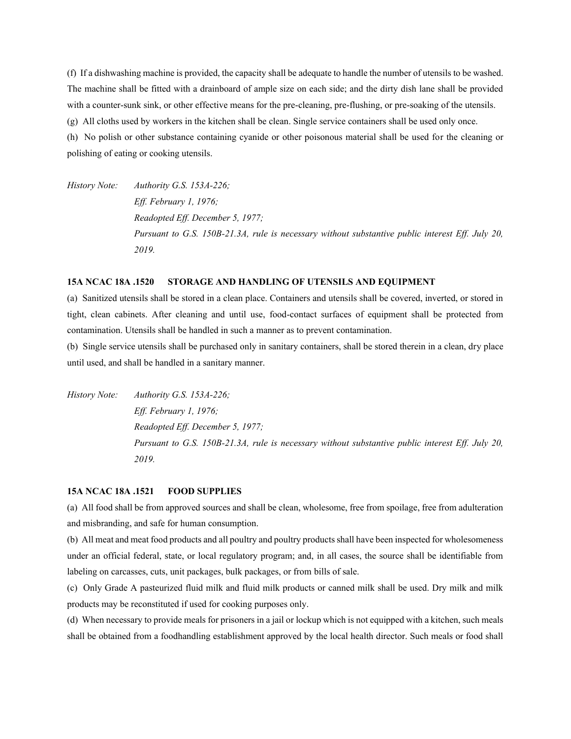(f) If a dishwashing machine is provided, the capacity shall be adequate to handle the number of utensils to be washed. The machine shall be fitted with a drainboard of ample size on each side; and the dirty dish lane shall be provided with a counter-sunk sink, or other effective means for the pre-cleaning, pre-flushing, or pre-soaking of the utensils.

(g) All cloths used by workers in the kitchen shall be clean. Single service containers shall be used only once.

(h) No polish or other substance containing cyanide or other poisonous material shall be used for the cleaning or polishing of eating or cooking utensils.

*History Note: Authority G.S. 153A-226;*
*Eff. February 1, 1976;*
*Readopted Eff. December 5, 1977;*
*Pursuant to G.S. 150B-21.3A, rule is necessary without substantive public interest Eff. July 20, 2019.*

**15A NCAC 18A .1520 STORAGE AND HANDLING OF UTENSILS AND EQUIPMENT**

(a) Sanitized utensils shall be stored in a clean place. Containers and utensils shall be covered, inverted, or stored in tight, clean cabinets. After cleaning and until use, food-contact surfaces of equipment shall be protected from contamination. Utensils shall be handled in such a manner as to prevent contamination.

(b) Single service utensils shall be purchased only in sanitary containers, shall be stored therein in a clean, dry place until used, and shall be handled in a sanitary manner.

*History Note: Authority G.S. 153A-226;*
*Eff. February 1, 1976;*
*Readopted Eff. December 5, 1977;*
*Pursuant to G.S. 150B-21.3A, rule is necessary without substantive public interest Eff. July 20, 2019.*

**15A NCAC 18A .1521 FOOD SUPPLIES**

(a) All food shall be from approved sources and shall be clean, wholesome, free from spoilage, free from adulteration and misbranding, and safe for human consumption.

(b) All meat and meat food products and all poultry and poultry products shall have been inspected for wholesomeness under an official federal, state, or local regulatory program; and, in all cases, the source shall be identifiable from labeling on carcasses, cuts, unit packages, bulk packages, or from bills of sale.

(c) Only Grade A pasteurized fluid milk and fluid milk products or canned milk shall be used. Dry milk and milk products may be reconstituted if used for cooking purposes only.

(d) When necessary to provide meals for prisoners in a jail or lockup which is not equipped with a kitchen, such meals shall be obtained from a foodhandling establishment approved by the local health director. Such meals or food shall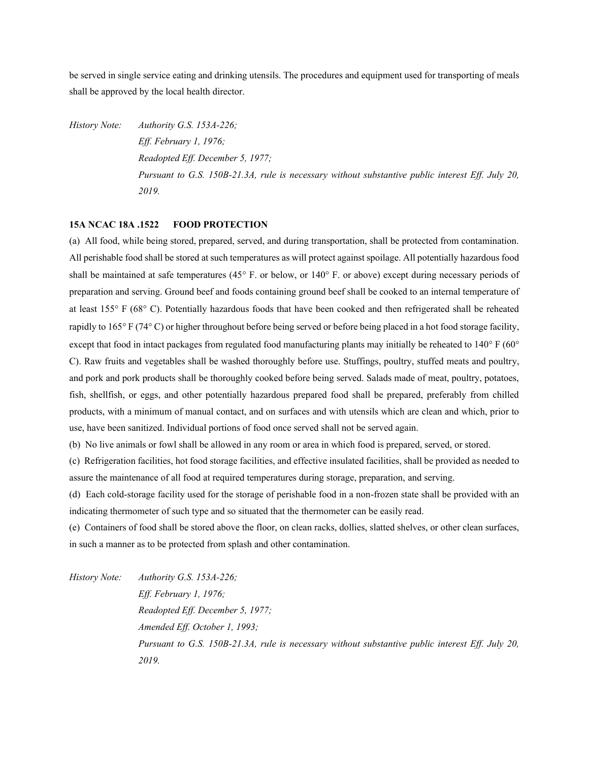be served in single service eating and drinking utensils. The procedures and equipment used for transporting of meals shall be approved by the local health director.

*History Note: Authority G.S. 153A-226;*
*Eff. February 1, 1976;*
*Readopted Eff. December 5, 1977;*
*Pursuant to G.S. 150B-21.3A, rule is necessary without substantive public interest Eff. July 20, 2019.*

**15A NCAC 18A .1522 FOOD PROTECTION**

(a) All food, while being stored, prepared, served, and during transportation, shall be protected from contamination. All perishable food shall be stored at such temperatures as will protect against spoilage. All potentially hazardous food shall be maintained at safe temperatures (45° F. or below, or 140° F. or above) except during necessary periods of preparation and serving. Ground beef and foods containing ground beef shall be cooked to an internal temperature of at least 155° F (68° C). Potentially hazardous foods that have been cooked and then refrigerated shall be reheated rapidly to 165° F (74° C) or higher throughout before being served or before being placed in a hot food storage facility, except that food in intact packages from regulated food manufacturing plants may initially be reheated to 140° F (60° C). Raw fruits and vegetables shall be washed thoroughly before use. Stuffings, poultry, stuffed meats and poultry, and pork and pork products shall be thoroughly cooked before being served. Salads made of meat, poultry, potatoes, fish, shellfish, or eggs, and other potentially hazardous prepared food shall be prepared, preferably from chilled products, with a minimum of manual contact, and on surfaces and with utensils which are clean and which, prior to use, have been sanitized. Individual portions of food once served shall not be served again.

(b) No live animals or fowl shall be allowed in any room or area in which food is prepared, served, or stored.

(c) Refrigeration facilities, hot food storage facilities, and effective insulated facilities, shall be provided as needed to assure the maintenance of all food at required temperatures during storage, preparation, and serving.

(d) Each cold-storage facility used for the storage of perishable food in a non-frozen state shall be provided with an indicating thermometer of such type and so situated that the thermometer can be easily read.

(e) Containers of food shall be stored above the floor, on clean racks, dollies, slatted shelves, or other clean surfaces, in such a manner as to be protected from splash and other contamination.

*History Note: Authority G.S. 153A-226;*
*Eff. February 1, 1976;*
*Readopted Eff. December 5, 1977;*
*Amended Eff. October 1, 1993;*
*Pursuant to G.S. 150B-21.3A, rule is necessary without substantive public interest Eff. July 20, 2019.*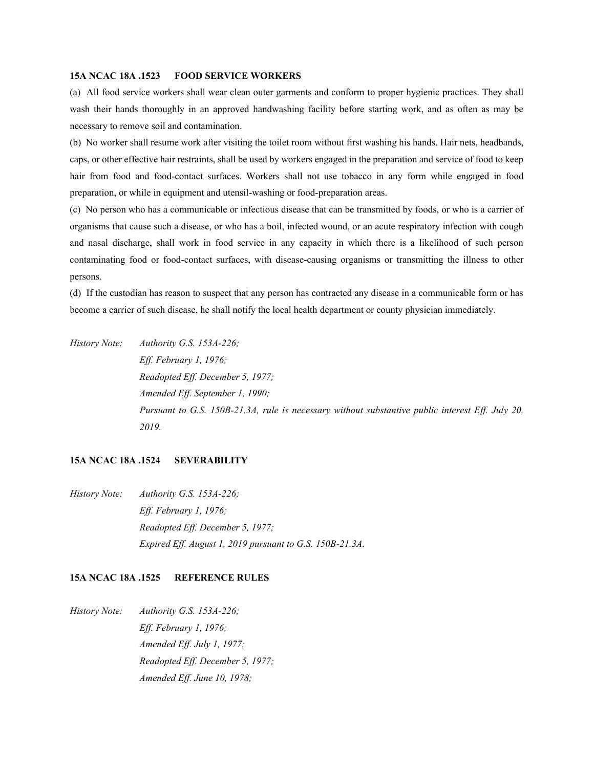**15A NCAC 18A .1523 FOOD SERVICE WORKERS**

(a) All food service workers shall wear clean outer garments and conform to proper hygienic practices. They shall wash their hands thoroughly in an approved handwashing facility before starting work, and as often as may be necessary to remove soil and contamination.

(b) No worker shall resume work after visiting the toilet room without first washing his hands. Hair nets, headbands, caps, or other effective hair restraints, shall be used by workers engaged in the preparation and service of food to keep hair from food and food-contact surfaces. Workers shall not use tobacco in any form while engaged in food preparation, or while in equipment and utensil-washing or food-preparation areas.

(c) No person who has a communicable or infectious disease that can be transmitted by foods, or who is a carrier of organisms that cause such a disease, or who has a boil, infected wound, or an acute respiratory infection with cough and nasal discharge, shall work in food service in any capacity in which there is a likelihood of such person contaminating food or food-contact surfaces, with disease-causing organisms or transmitting the illness to other persons.

(d) If the custodian has reason to suspect that any person has contracted any disease in a communicable form or has become a carrier of such disease, he shall notify the local health department or county physician immediately.

*History Note: Authority G.S. 153A-226;*
*Eff. February 1, 1976;*
*Readopted Eff. December 5, 1977;*
*Amended Eff. September 1, 1990;*
*Pursuant to G.S. 150B-21.3A, rule is necessary without substantive public interest Eff. July 20, 2019.*

**15A NCAC 18A .1524 SEVERABILITY**

*History Note: Authority G.S. 153A-226;*
*Eff. February 1, 1976;*
*Readopted Eff. December 5, 1977;*
*Expired Eff. August 1, 2019 pursuant to G.S. 150B-21.3A.*

**15A NCAC 18A .1525 REFERENCE RULES**

*History Note: Authority G.S. 153A-226;*
*Eff. February 1, 1976;*
*Amended Eff. July 1, 1977;*
*Readopted Eff. December 5, 1977;*
*Amended Eff. June 10, 1978;*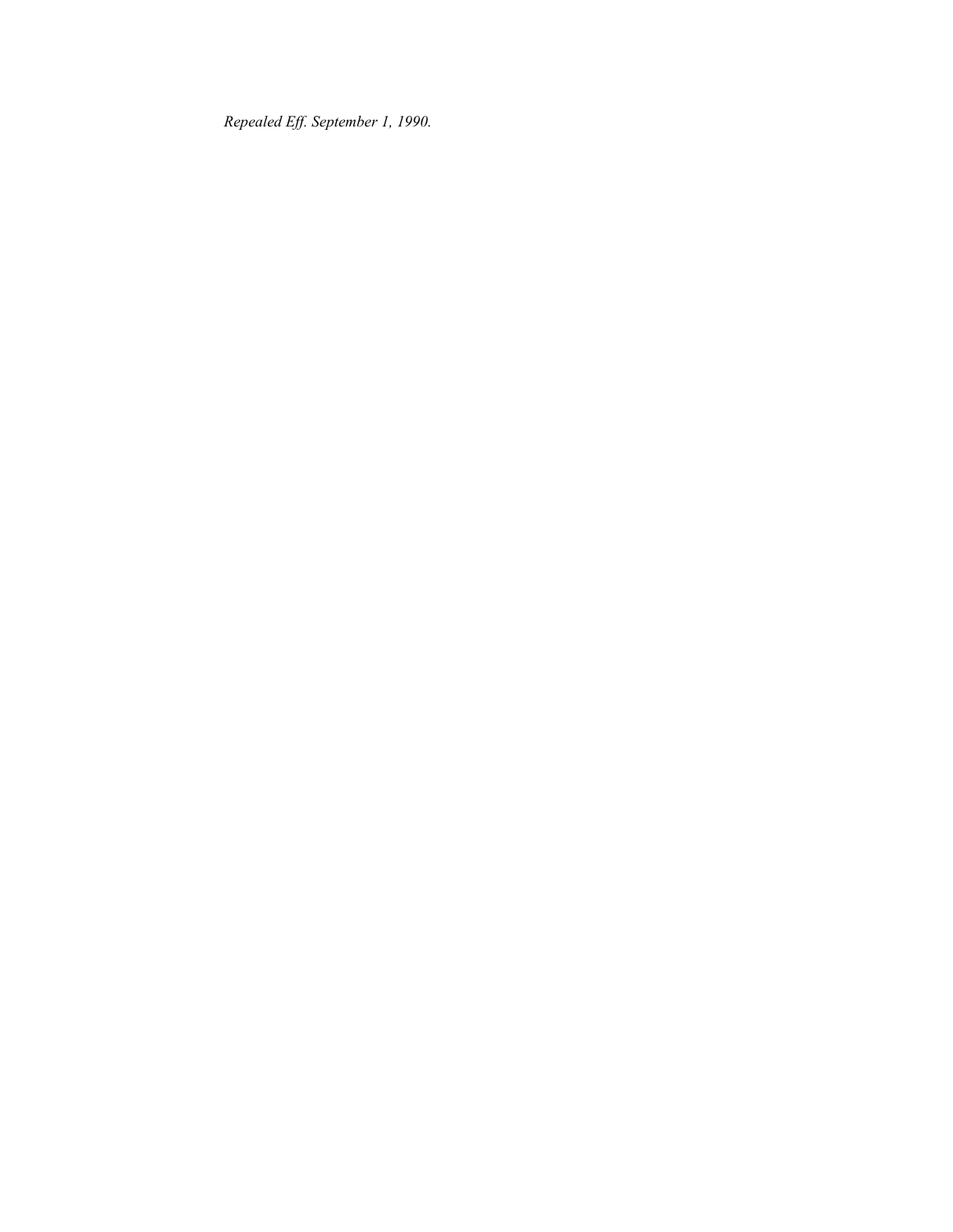*Repealed Eff. September 1, 1990.*